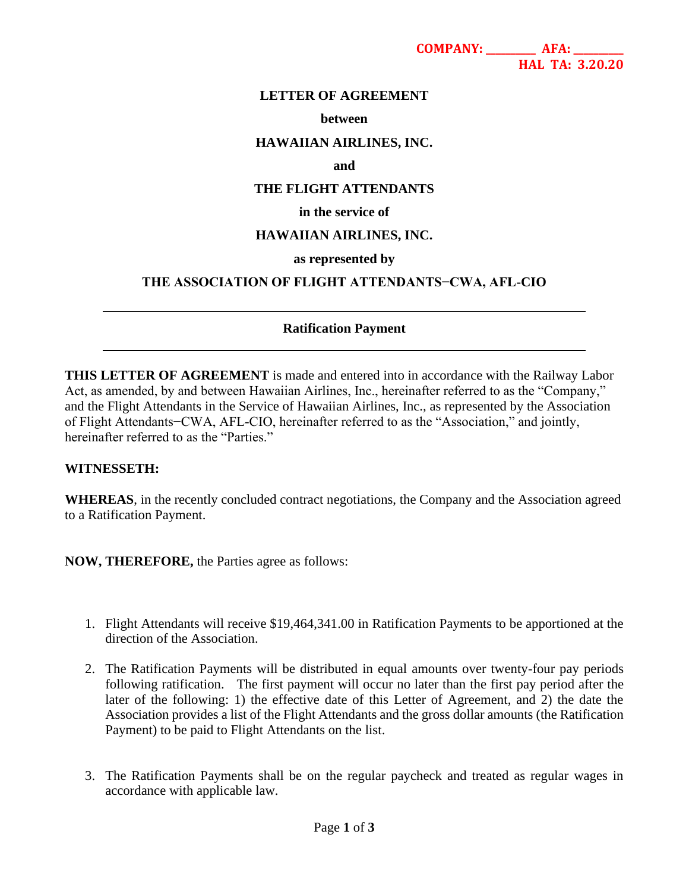COMPANY: ________ AFA: ________
HAL TA: 3.20.20

# LETTER OF AGREEMENT

**between**

**HAWAIIAN AIRLINES, INC.**

**and**

**THE FLIGHT ATTENDANTS**

**in the service of**

**HAWAIIAN AIRLINES, INC.**

**as represented by**

**THE ASSOCIATION OF FLIGHT ATTENDANTS–CWA, AFL-CIO**

---

## Ratification Payment

---

**THIS LETTER OF AGREEMENT** is made and entered into in accordance with the Railway Labor Act, as amended, by and between Hawaiian Airlines, Inc., hereinafter referred to as the "Company," and the Flight Attendants in the Service of Hawaiian Airlines, Inc., as represented by the Association of Flight Attendants–CWA, AFL-CIO, hereinafter referred to as the "Association," and jointly, hereinafter referred to as the "Parties."

**WITNESSETH:**

**WHEREAS**, in the recently concluded contract negotiations, the Company and the Association agreed to a Ratification Payment.

**NOW, THEREFORE,** the Parties agree as follows:

1. Flight Attendants will receive $19,464,341.00 in Ratification Payments to be apportioned at the direction of the Association.

2. The Ratification Payments will be distributed in equal amounts over twenty-four pay periods following ratification. The first payment will occur no later than the first pay period after the later of the following: 1) the effective date of this Letter of Agreement, and 2) the date the Association provides a list of the Flight Attendants and the gross dollar amounts (the Ratification Payment) to be paid to Flight Attendants on the list.

3. The Ratification Payments shall be on the regular paycheck and treated as regular wages in accordance with applicable law.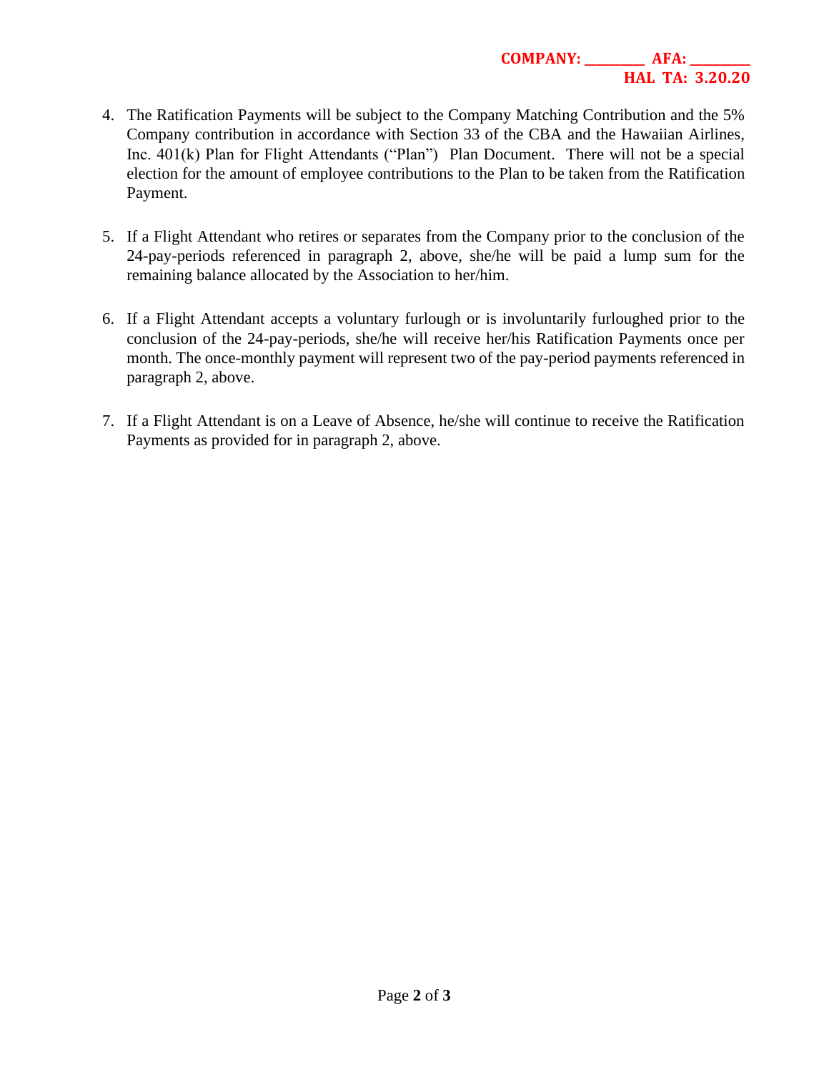4. The Ratification Payments will be subject to the Company Matching Contribution and the 5% Company contribution in accordance with Section 33 of the CBA and the Hawaiian Airlines, Inc. 401(k) Plan for Flight Attendants ("Plan") Plan Document. There will not be a special election for the amount of employee contributions to the Plan to be taken from the Ratification Payment.

5. If a Flight Attendant who retires or separates from the Company prior to the conclusion of the 24-pay-periods referenced in paragraph 2, above, she/he will be paid a lump sum for the remaining balance allocated by the Association to her/him.

6. If a Flight Attendant accepts a voluntary furlough or is involuntarily furloughed prior to the conclusion of the 24-pay-periods, she/he will receive her/his Ratification Payments once per month. The once-monthly payment will represent two of the pay-period payments referenced in paragraph 2, above.

7. If a Flight Attendant is on a Leave of Absence, he/she will continue to receive the Ratification Payments as provided for in paragraph 2, above.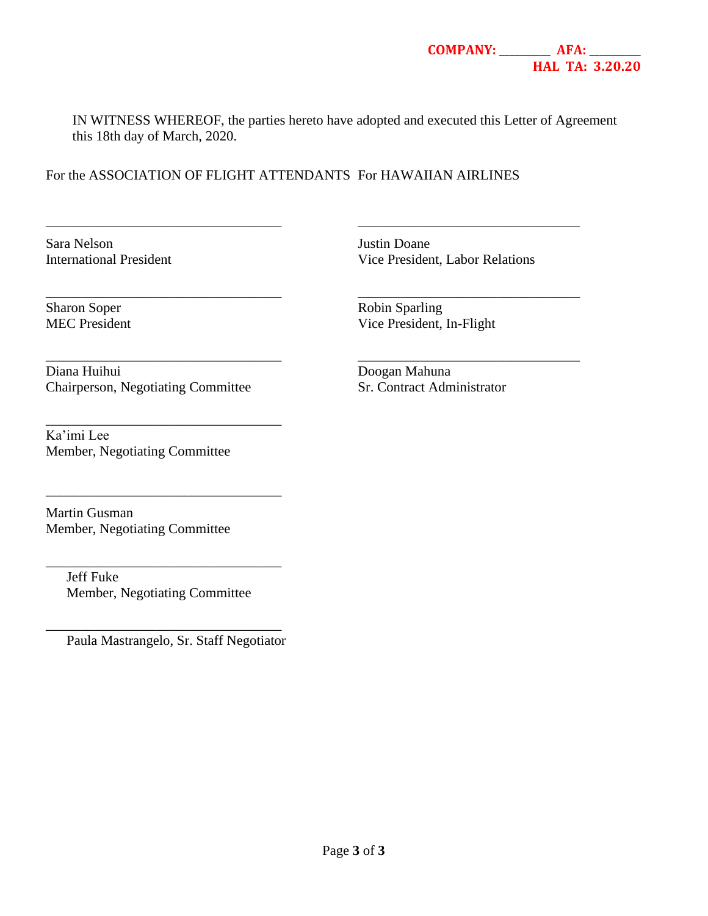**COMPANY: ________ AFA: ________**
**HAL TA: 3.20.20**

IN WITNESS WHEREOF, the parties hereto have adopted and executed this Letter of Agreement this 18th day of March, 2020.

| For the ASSOCIATION OF FLIGHT ATTENDANTS | For HAWAIIAN AIRLINES |
| --- | --- |
| ________________________________<br>Sara Nelson<br>International President | ________________________________<br>Justin Doane<br>Vice President, Labor Relations |
| ________________________________<br>Sharon Soper<br>MEC President | ________________________________<br>Robin Sparling<br>Vice President, In-Flight |
| ________________________________<br>Diana Huihui<br>Chairperson, Negotiating Committee | ________________________________<br>Doogan Mahuna<br>Sr. Contract Administrator |
| ________________________________<br>Ka'imi Lee<br>Member, Negotiating Committee | |
| ________________________________<br>Martin Gusman<br>Member, Negotiating Committee | |
| ________________________________<br>Jeff Fuke<br>Member, Negotiating Committee | |
| ________________________________<br>Paula Mastrangelo, Sr. Staff Negotiator | |